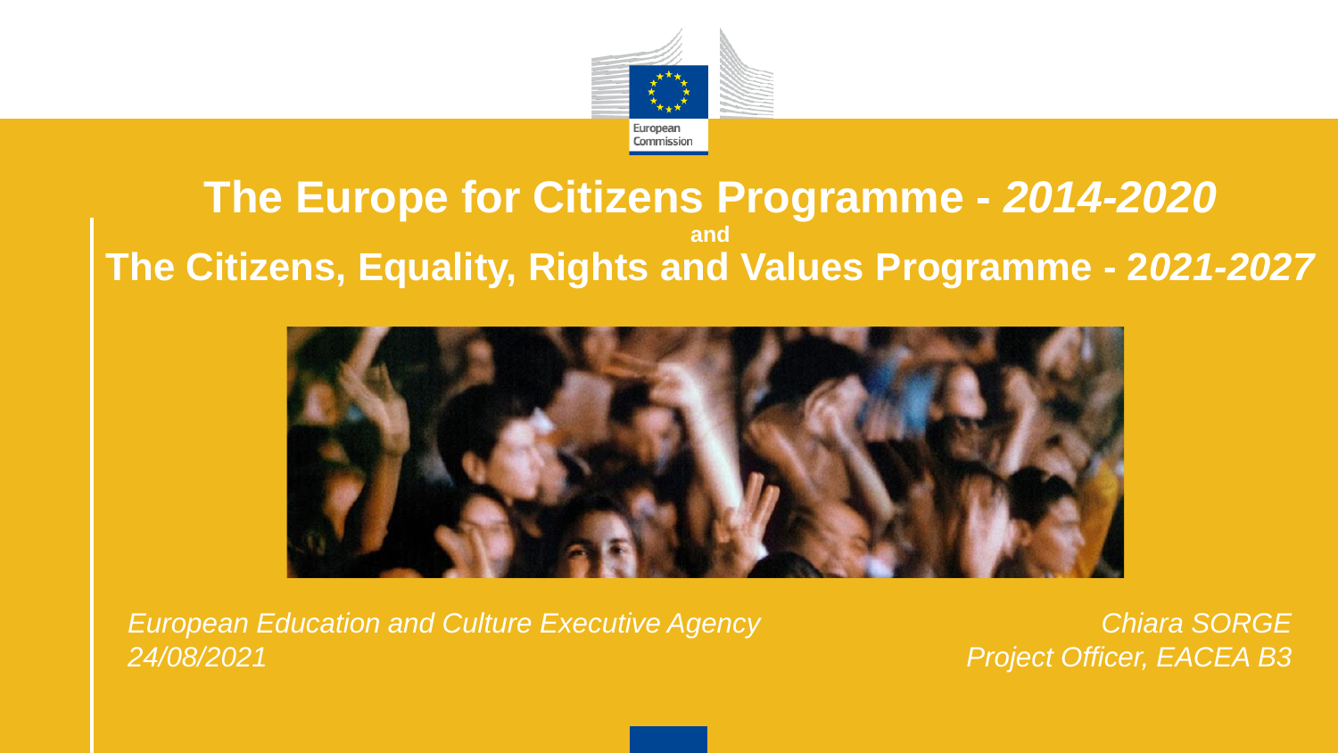# The Europe for Citizens Programme - *2014-2020*

**and**

# The Citizens, Equality, Rights and Values Programme - 2*021-2027*

*European Education and Culture Executive Agency*
*24/08/2021*

*Chiara SORGE*
*Project Officer, EACEA B3*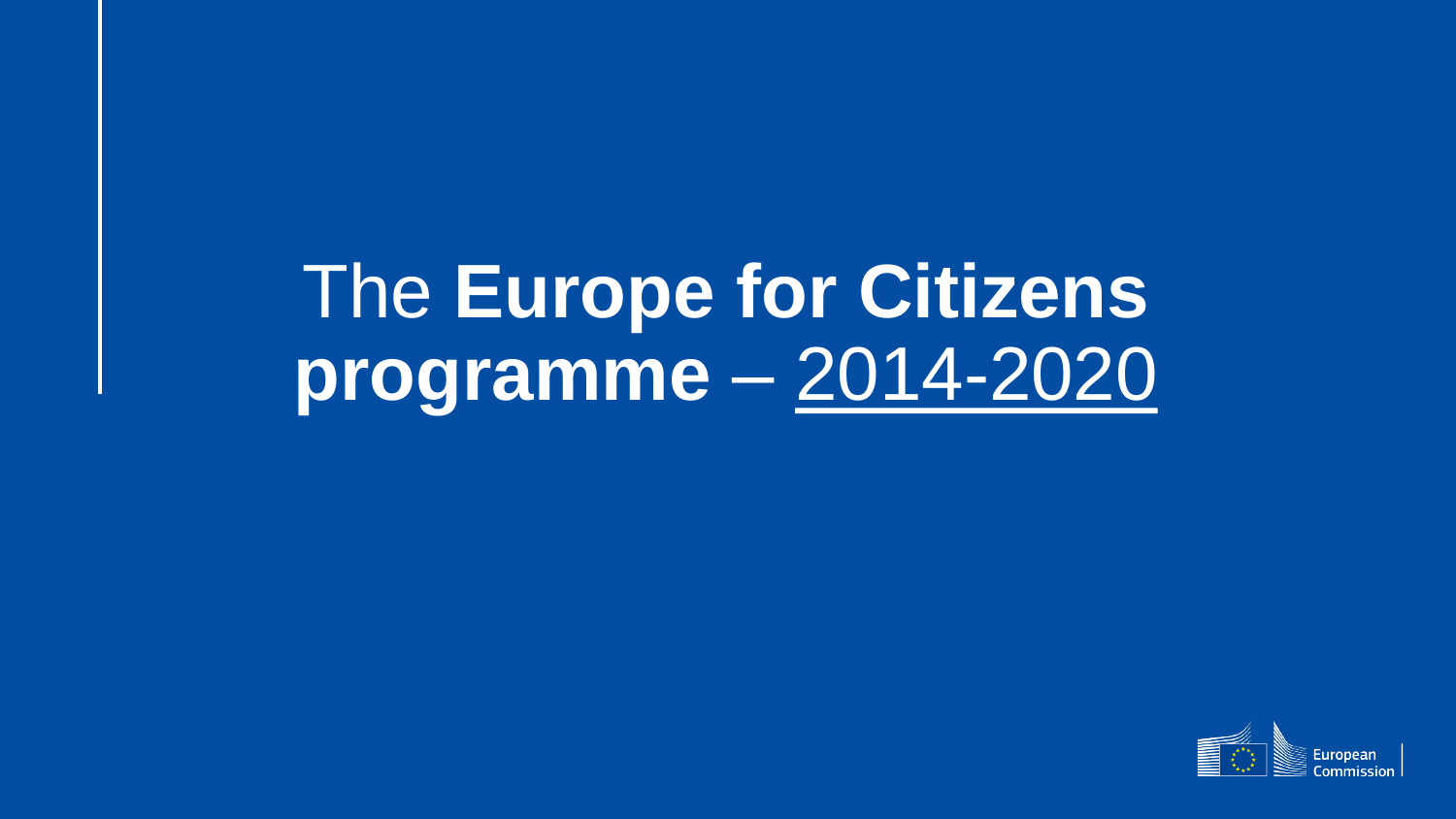# The **Europe for Citizens programme** – 2014-2020

European Commission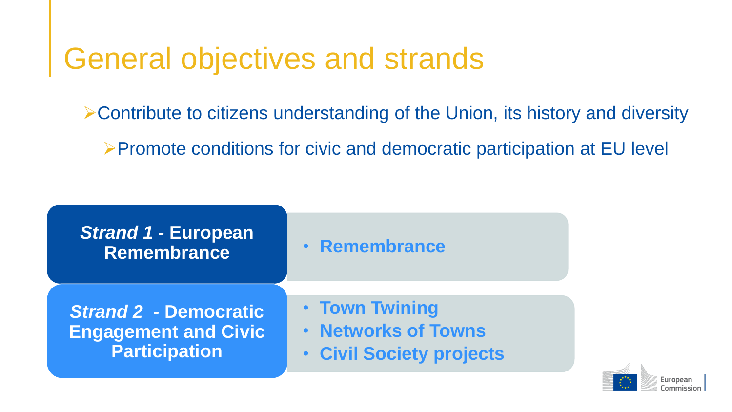# General objectives and strands

- Contribute to citizens understanding of the Union, its history and diversity
- Promote conditions for civic and democratic participation at EU level

| Strand | Actions |
| --- | --- |
| ***Strand 1* - European Remembrance** | **Remembrance** |
| ***Strand 2* - Democratic Engagement and Civic Participation** | **Town Twinning**<br>**Networks of Towns**<br>**Civil Society projects** |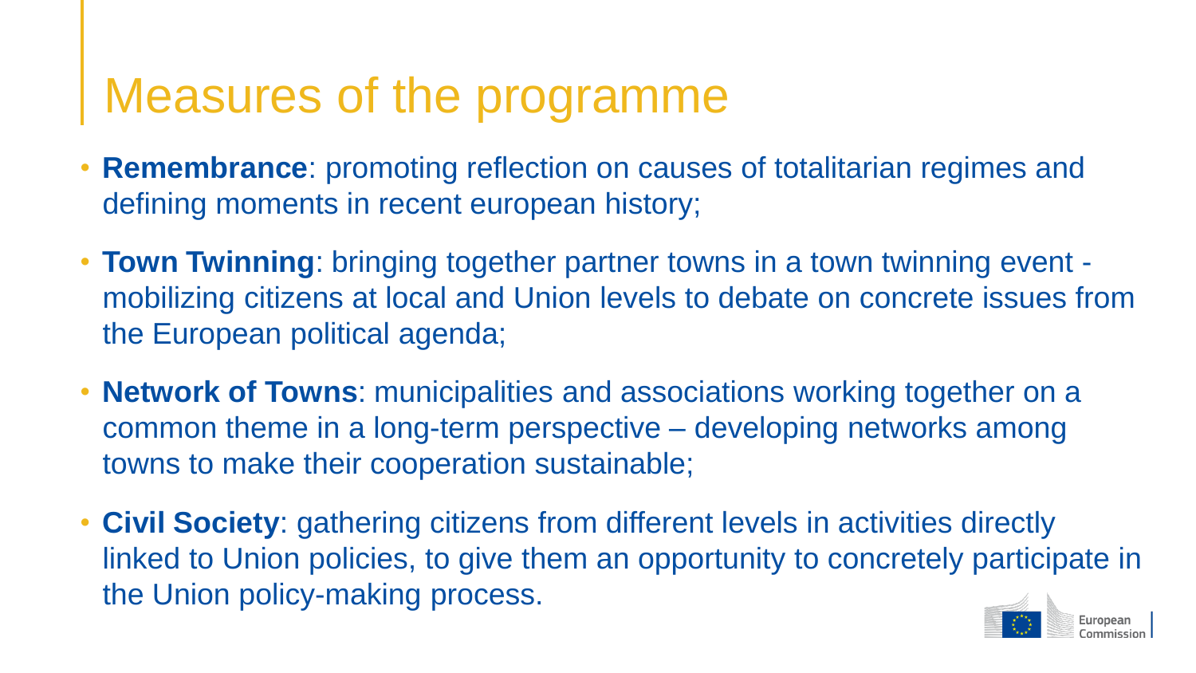# Measures of the programme

- **Remembrance**: promoting reflection on causes of totalitarian regimes and defining moments in recent european history;
- **Town Twinning**: bringing together partner towns in a town twinning event - mobilizing citizens at local and Union levels to debate on concrete issues from the European political agenda;
- **Network of Towns**: municipalities and associations working together on a common theme in a long-term perspective – developing networks among towns to make their cooperation sustainable;
- **Civil Society**: gathering citizens from different levels in activities directly linked to Union policies, to give them an opportunity to concretely participate in the Union policy-making process.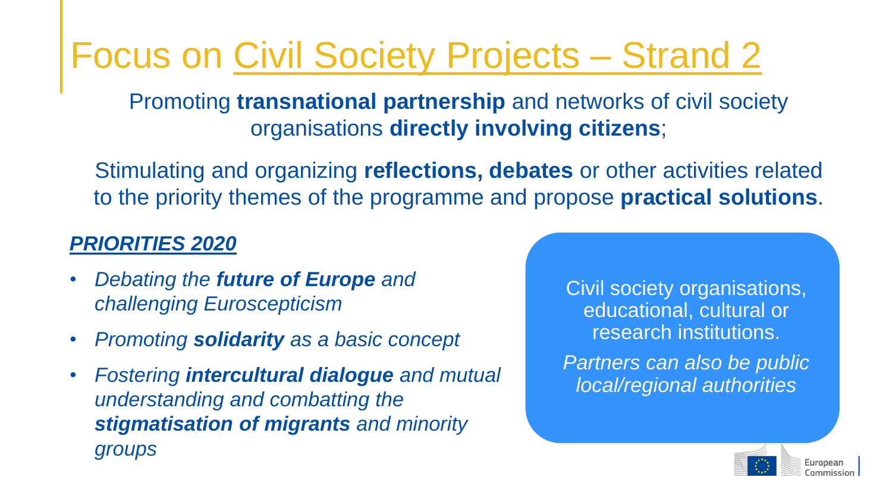# Focus on Civil Society Projects – Strand 2

Promoting **transnational partnership** and networks of civil society organisations **directly involving citizens**;

Stimulating and organizing **reflections, debates** or other activities related to the priority themes of the programme and propose **practical solutions**.

***PRIORITIES 2020***

- *Debating the **future of Europe** and challenging Euroscepticism*
- *Promoting **solidarity** as a basic concept*
- *Fostering **intercultural dialogue** and mutual understanding and combatting the **stigmatisation of migrants** and minority groups*

Civil society organisations, educational, cultural or research institutions.

*Partners can also be public local/regional authorities*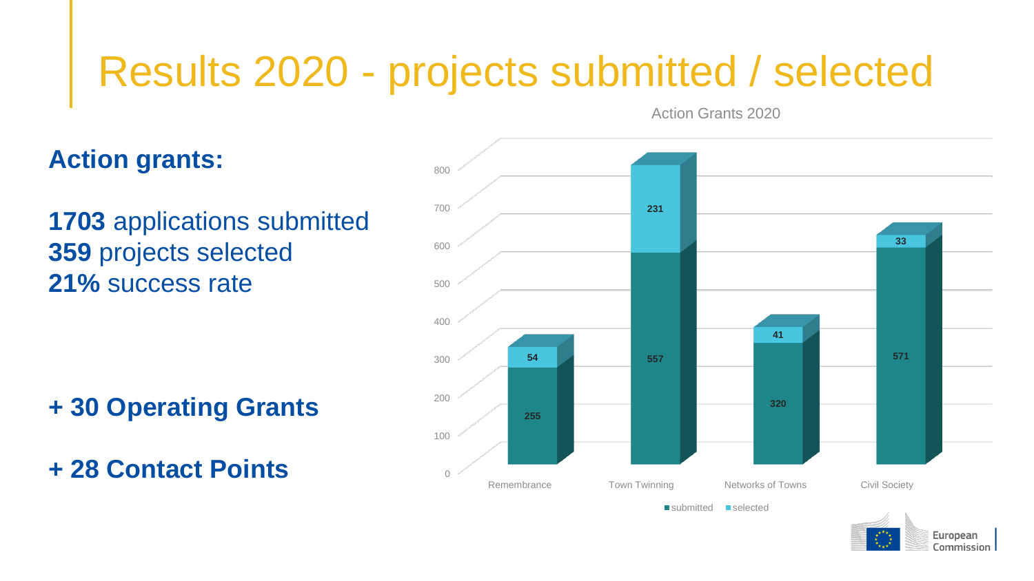# Results 2020 - projects submitted / selected

**Action grants:**

**1703** applications submitted
**359** projects selected
**21%** success rate

**+ 30 Operating Grants**

**+ 28 Contact Points**

Action Grants 2020

| | submitted | selected |
|---|---|---|
| Remembrance | 255 | 54 |
| Town Twinning | 557 | 231 |
| Networks of Towns | 320 | 41 |
| Civil Society | 571 | 33 |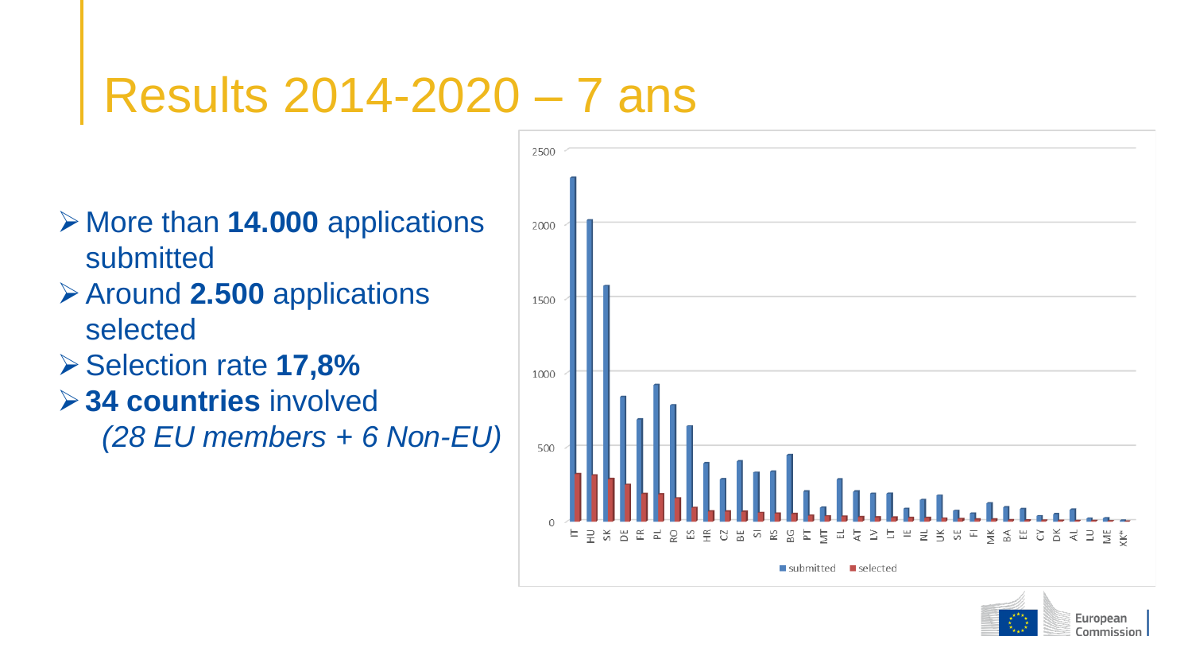# Results 2014-2020 – 7 ans

- More than **14.000** applications submitted
- Around **2.500** applications selected
- Selection rate **17,8%**
- **34 countries** involved
  *(28 EU members + 6 Non-EU)*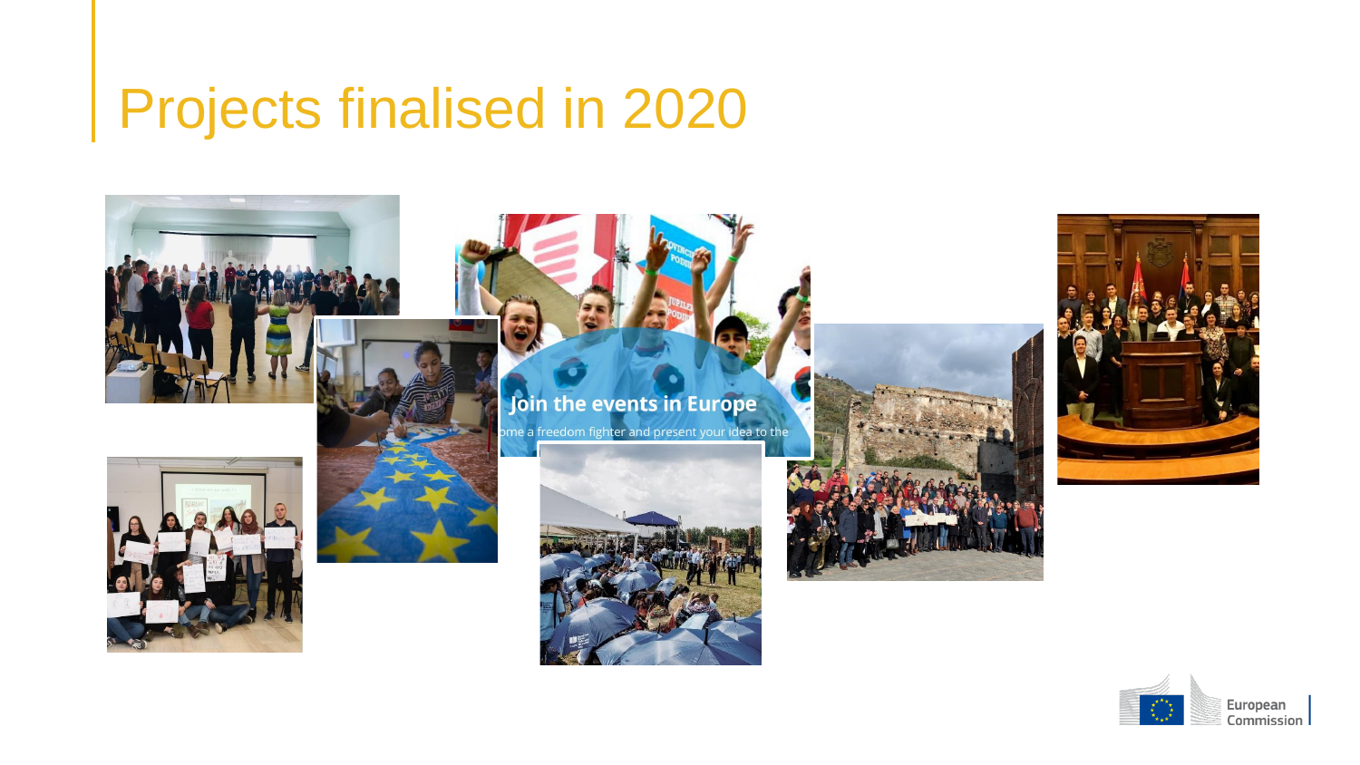# Projects finalised in 2020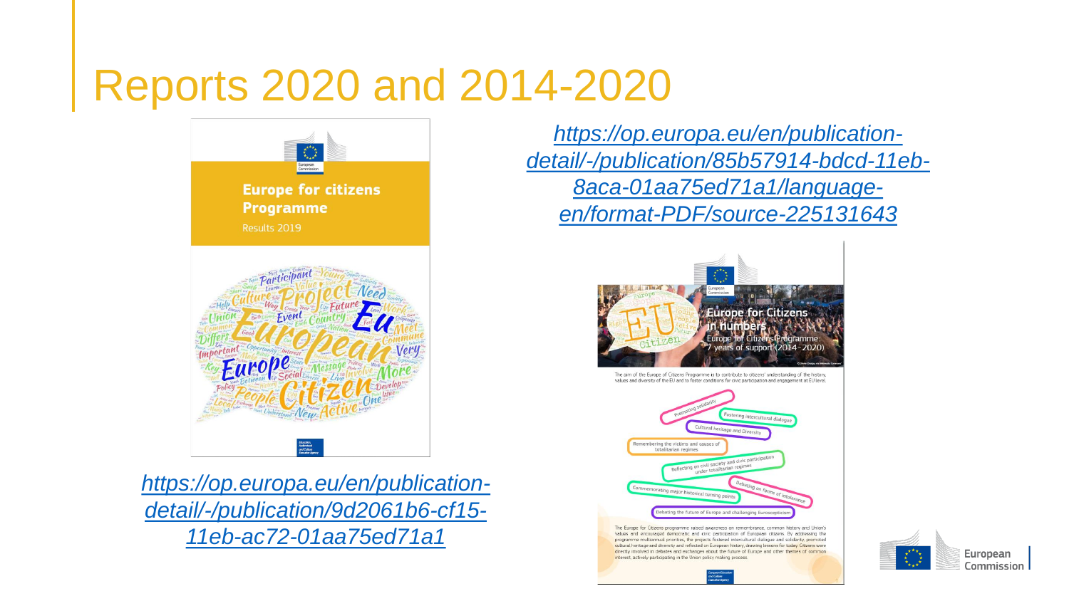# Reports 2020 and 2014-2020

https://op.europa.eu/en/publication-detail/-/publication/9d2061b6-cf15-11eb-ac72-01aa75ed71a1

https://op.europa.eu/en/publication-detail/-/publication/85b57914-bdcd-11eb-8aca-01aa75ed71a1/language-en/format-PDF/source-225131643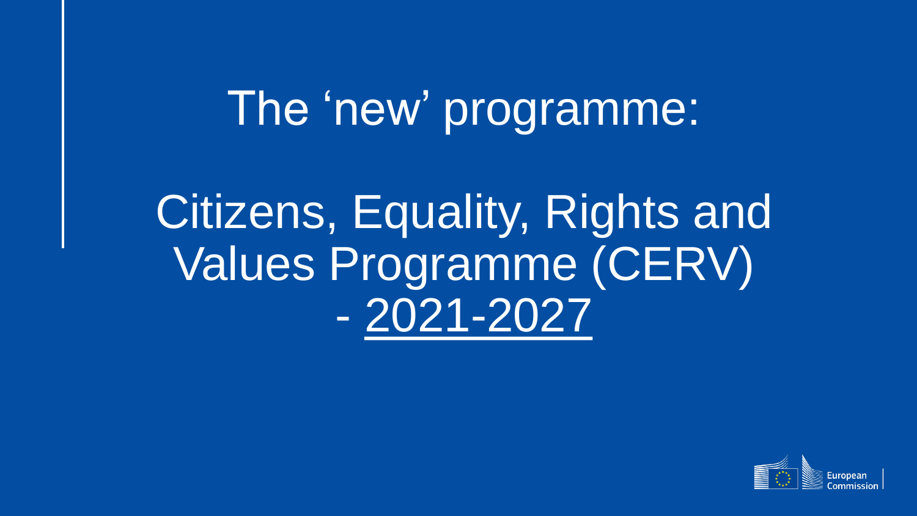# The 'new' programme:

# Citizens, Equality, Rights and Values Programme (CERV) - 2021-2027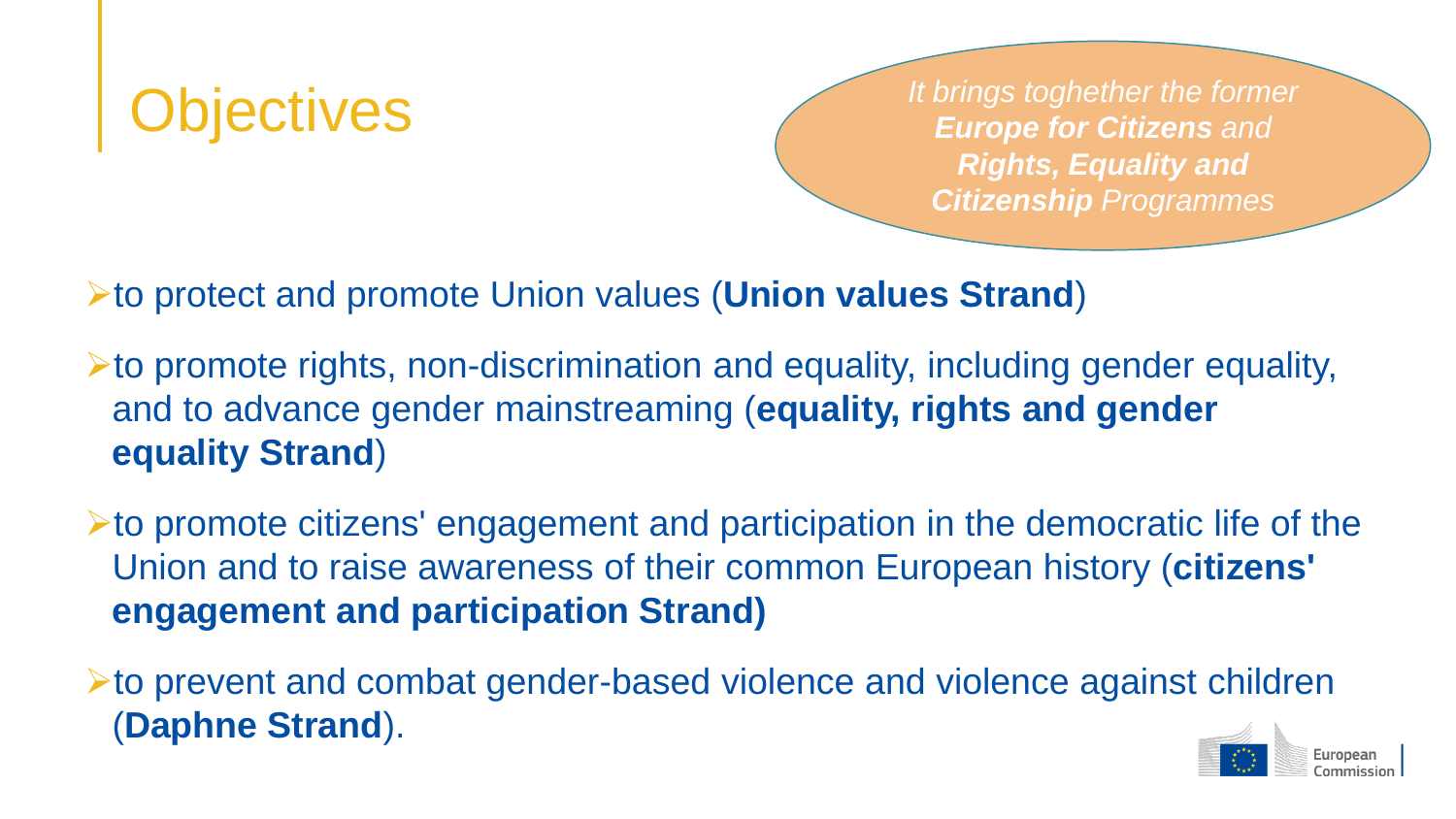# Objectives

*It brings toghether the former* ***Europe for Citizens*** *and* ***Rights, Equality and Citizenship*** *Programmes*

- to protect and promote Union values (**Union values Strand**)
- to promote rights, non-discrimination and equality, including gender equality, and to advance gender mainstreaming (**equality, rights and gender equality Strand**)
- to promote citizens' engagement and participation in the democratic life of the Union and to raise awareness of their common European history (**citizens' engagement and participation Strand)**
- to prevent and combat gender-based violence and violence against children (**Daphne Strand**).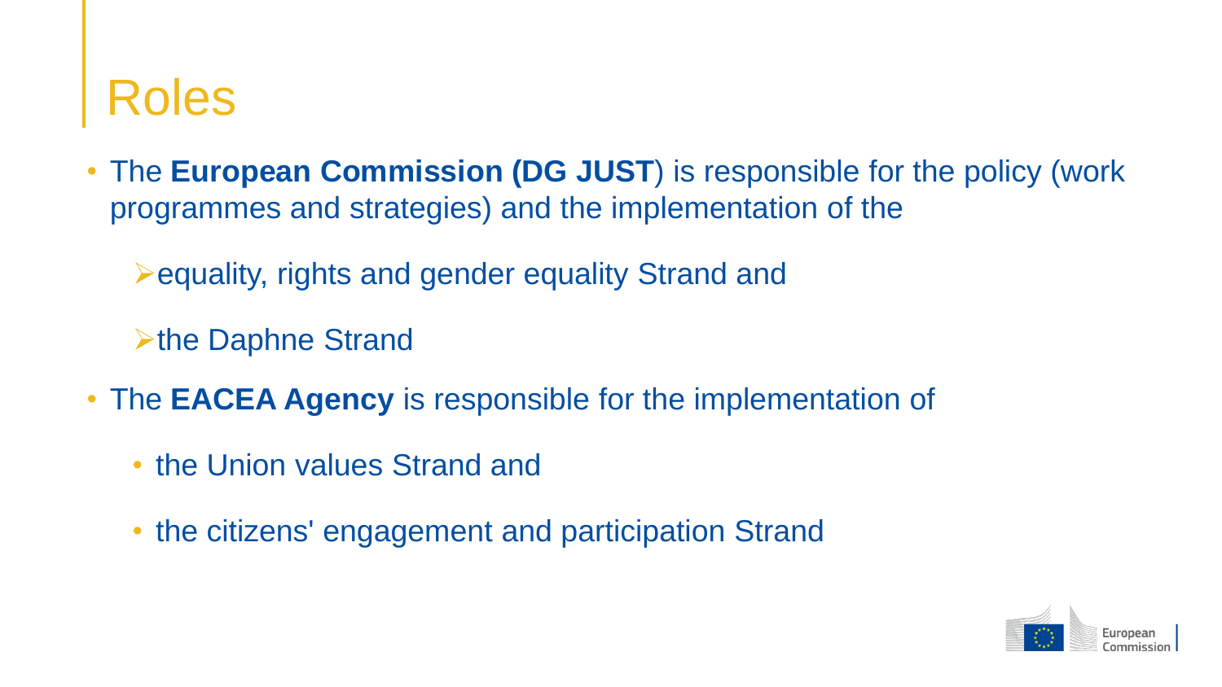# Roles

- The **European Commission (DG JUST**) is responsible for the policy (work programmes and strategies) and the implementation of the
  - equality, rights and gender equality Strand and
  - the Daphne Strand
- The **EACEA Agency** is responsible for the implementation of
  - the Union values Strand and
  - the citizens' engagement and participation Strand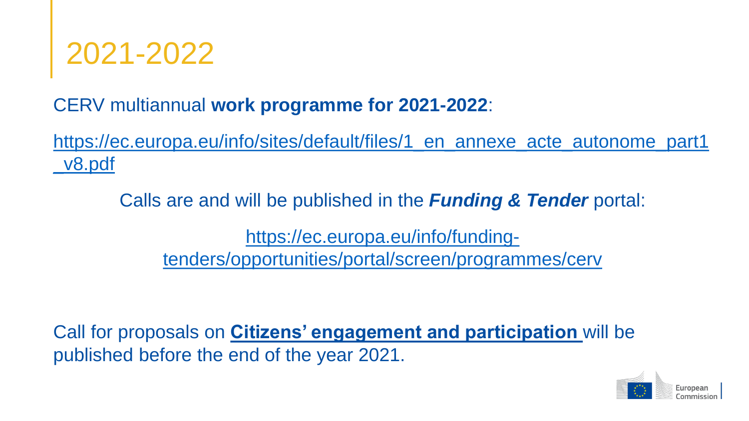# 2021-2022

CERV multiannual **work programme for 2021-2022**:

https://ec.europa.eu/info/sites/default/files/1_en_annexe_acte_autonome_part1_v8.pdf

Calls are and will be published in the ***Funding & Tender*** portal:

https://ec.europa.eu/info/funding-tenders/opportunities/portal/screen/programmes/cerv

Call for proposals on **Citizens' engagement and participation** will be published before the end of the year 2021.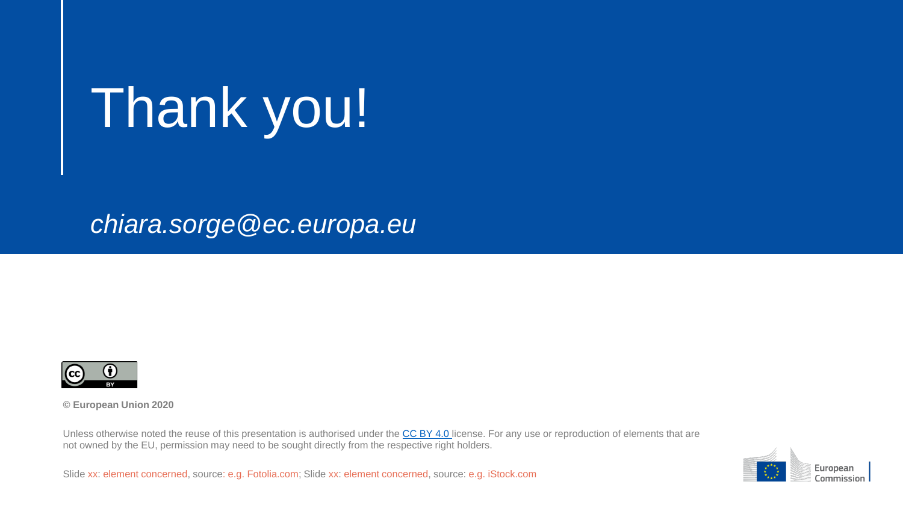# Thank you!

*chiara.sorge@ec.europa.eu*

**© European Union 2020**

Unless otherwise noted the reuse of this presentation is authorised under the [CC BY 4.0](https://creativecommons.org/licenses/by/4.0/) license. For any use or reproduction of elements that are not owned by the EU, permission may need to be sought directly from the respective right holders.

Slide xx: element concerned, source: e.g. Fotolia.com; Slide xx: element concerned, source: e.g. iStock.com